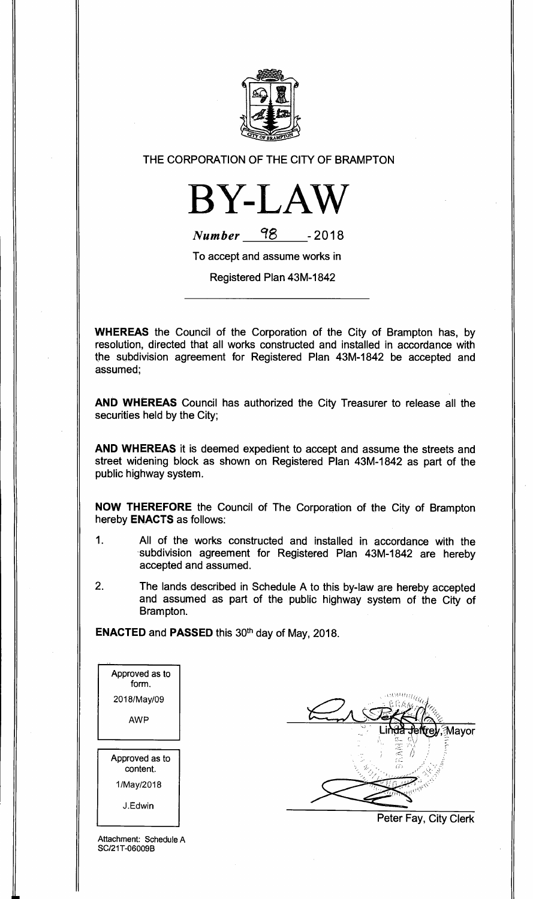THE CORPORATION OF THE CITY OF BRAMPTON

# BY-LAW

*Number* 98 - 2018

To accept and assume works in

Registered Plan 43M-1842

**WHEREAS** the Council of the Corporation of the City of Brampton has, by resolution, directed that all works constructed and installed in accordance with the subdivision agreement for Registered Plan 43M-1842 be accepted and assumed;

**AND WHEREAS** Council has authorized the City Treasurer to release all the securities held by the City;

**AND WHEREAS** it is deemed expedient to accept and assume the streets and street widening block as shown on Registered Plan 43M-1842 as part of the public highway system.

**NOW THEREFORE** the Council of The Corporation of the City of Brampton hereby **ENACTS** as follows:

1. All of the works constructed and installed in accordance with the subdivision agreement for Registered Plan 43M-1842 are hereby accepted and assumed.

2. The lands described in Schedule A to this by-law are hereby accepted and assumed as part of the public highway system of the City of Brampton.

**ENACTED** and **PASSED** this 30th day of May, 2018.

Approved as to form.
2018/May/09
AWP

Approved as to content.
1/May/2018
J.Edwin

Linda Jeffrey, Mayor

Peter Fay, City Clerk

Attachment: Schedule A
SC/21T-06009B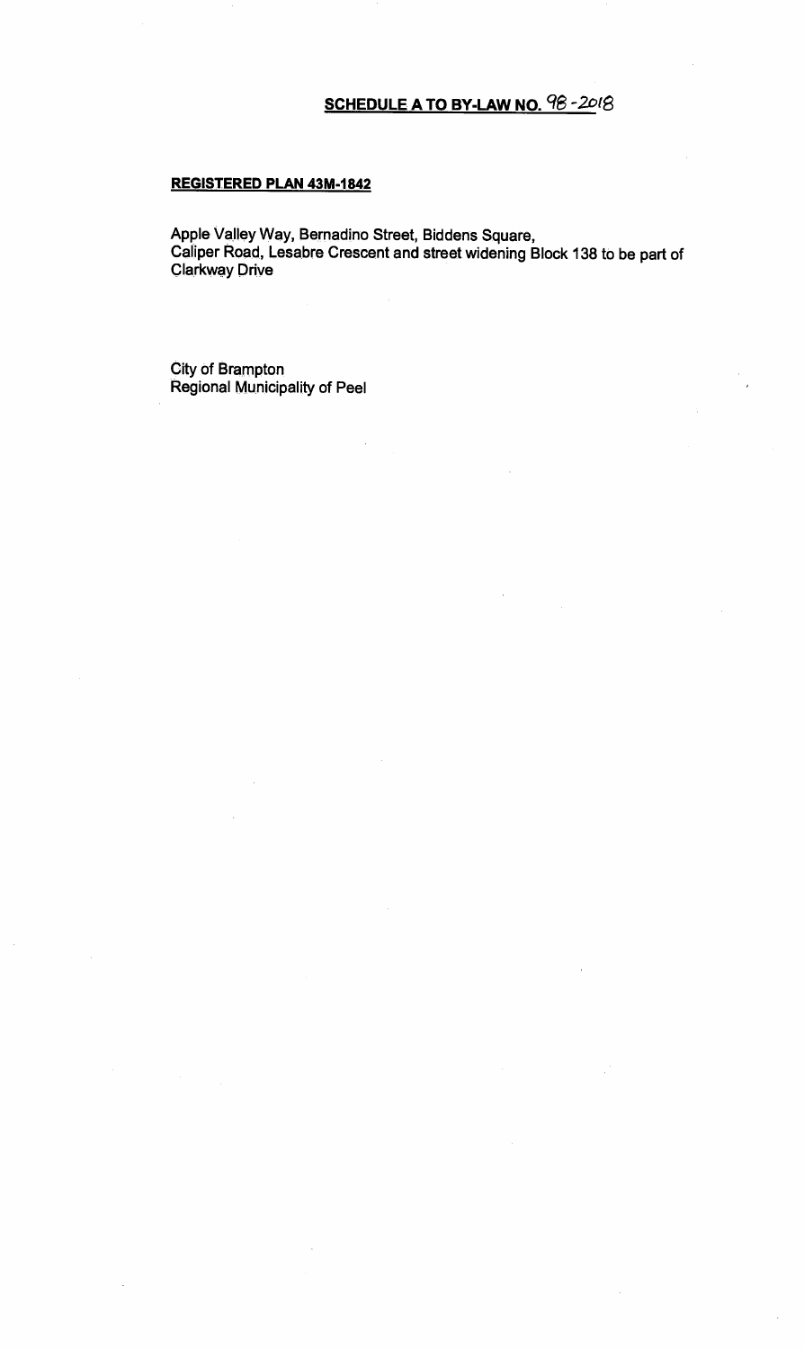## SCHEDULE A TO BY-LAW NO. 98-2018

**REGISTERED PLAN 43M-1842**

Apple Valley Way, Bernadino Street, Biddens Square,
Caliper Road, Lesabre Crescent and street widening Block 138 to be part of Clarkway Drive

City of Brampton
Regional Municipality of Peel